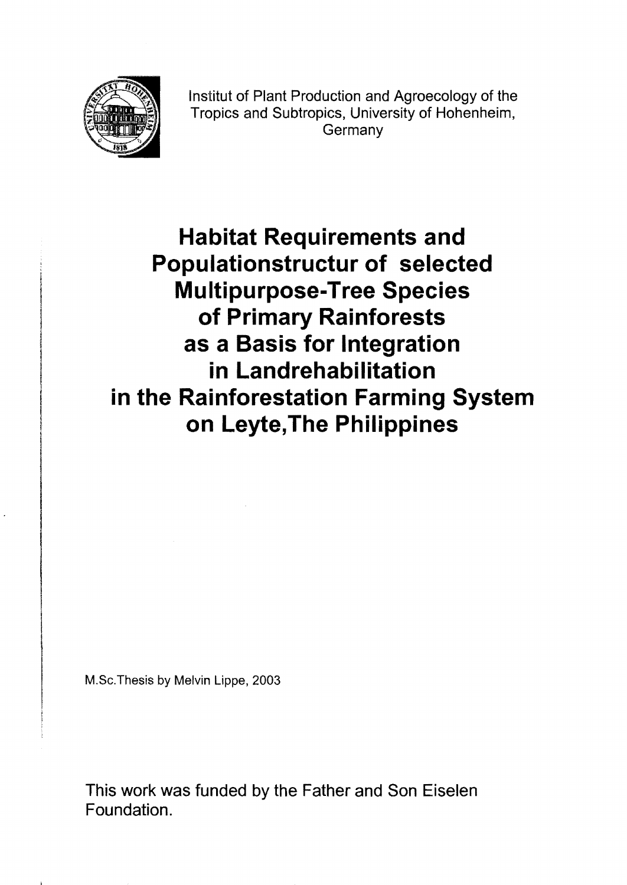Institut of Plant Production and Agroecology of the Tropics and Subtropics, University of Hohenheim, Germany

# Habitat Requirements and Populationstructur of selected Multipurpose-Tree Species of Primary Rainforests as a Basis for Integration in Landrehabilitation in the Rainforestation Farming System on Leyte,The Philippines

M.Sc.Thesis by Melvin Lippe, 2003

This work was funded by the Father and Son Eiselen Foundation.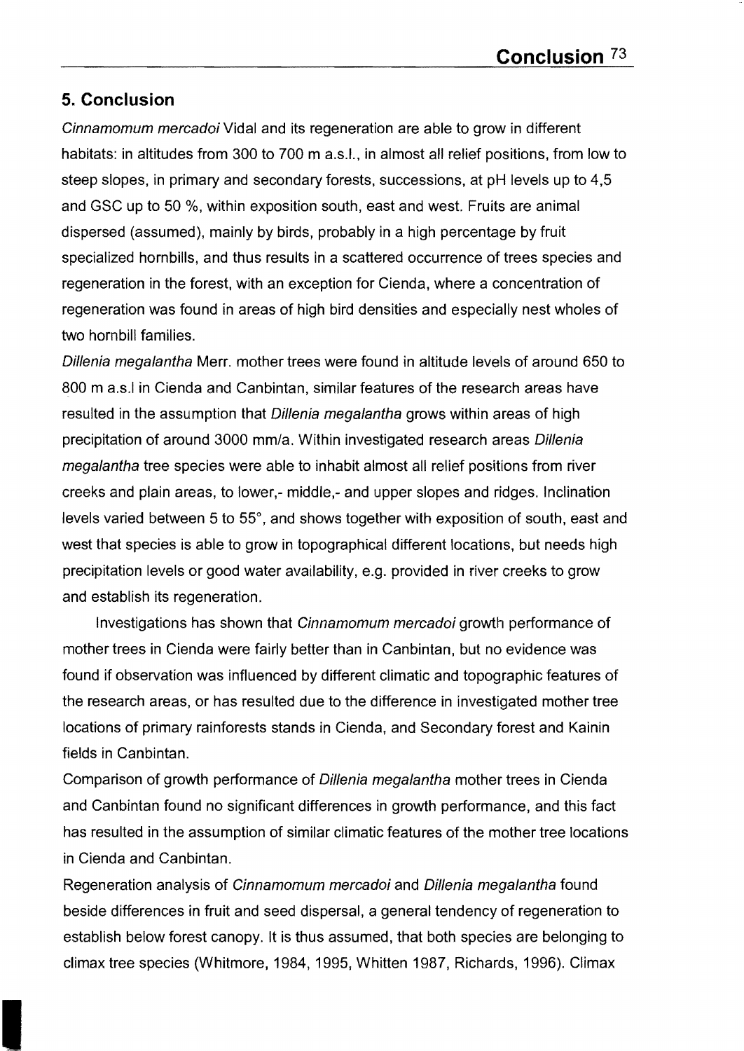## 5. Conclusion

*Cinnamomum mercadoi* Vidal and its regeneration are able to grow in different habitats: in altitudes from 300 to 700 m a.s.l., in almost all relief positions, from low to steep slopes, in primary and secondary forests, successions, at pH levels up to 4,5 and GSC up to 50 %, within exposition south, east and west. Fruits are animal dispersed (assumed), mainly by birds, probably in a high percentage by fruit specialized hornbills, and thus results in a scattered occurrence of trees species and regeneration in the forest, with an exception for Cienda, where a concentration of regeneration was found in areas of high bird densities and especially nest wholes of two hornbill families.

*Dillenia megalantha* Merr. mother trees were found in altitude levels of around 650 to 800 m a.s.l in Cienda and Canbintan, similar features of the research areas have resulted in the assumption that *Dillenia megalantha* grows within areas of high precipitation of around 3000 mm/a. Within investigated research areas *Dillenia megalantha* tree species were able to inhabit almost all relief positions from river creeks and plain areas, to lower,- middle,- and upper slopes and ridges. Inclination levels varied between 5 to 55°, and shows together with exposition of south, east and west that species is able to grow in topographical different locations, but needs high precipitation levels or good water availability, e.g. provided in river creeks to grow and establish its regeneration.

Investigations has shown that *Cinnamomum mercadoi* growth performance of mother trees in Cienda were fairly better than in Canbintan, but no evidence was found if observation was influenced by different climatic and topographic features of the research areas, or has resulted due to the difference in investigated mother tree locations of primary rainforests stands in Cienda, and Secondary forest and Kainin fields in Canbintan.

Comparison of growth performance of *Dillenia megalantha* mother trees in Cienda and Canbintan found no significant differences in growth performance, and this fact has resulted in the assumption of similar climatic features of the mother tree locations in Cienda and Canbintan.

Regeneration analysis of *Cinnamomum mercadoi* and *Dillenia megalantha* found beside differences in fruit and seed dispersal, a general tendency of regeneration to establish below forest canopy. It is thus assumed, that both species are belonging to climax tree species (Whitmore, 1984, 1995, Whitten 1987, Richards, 1996). Climax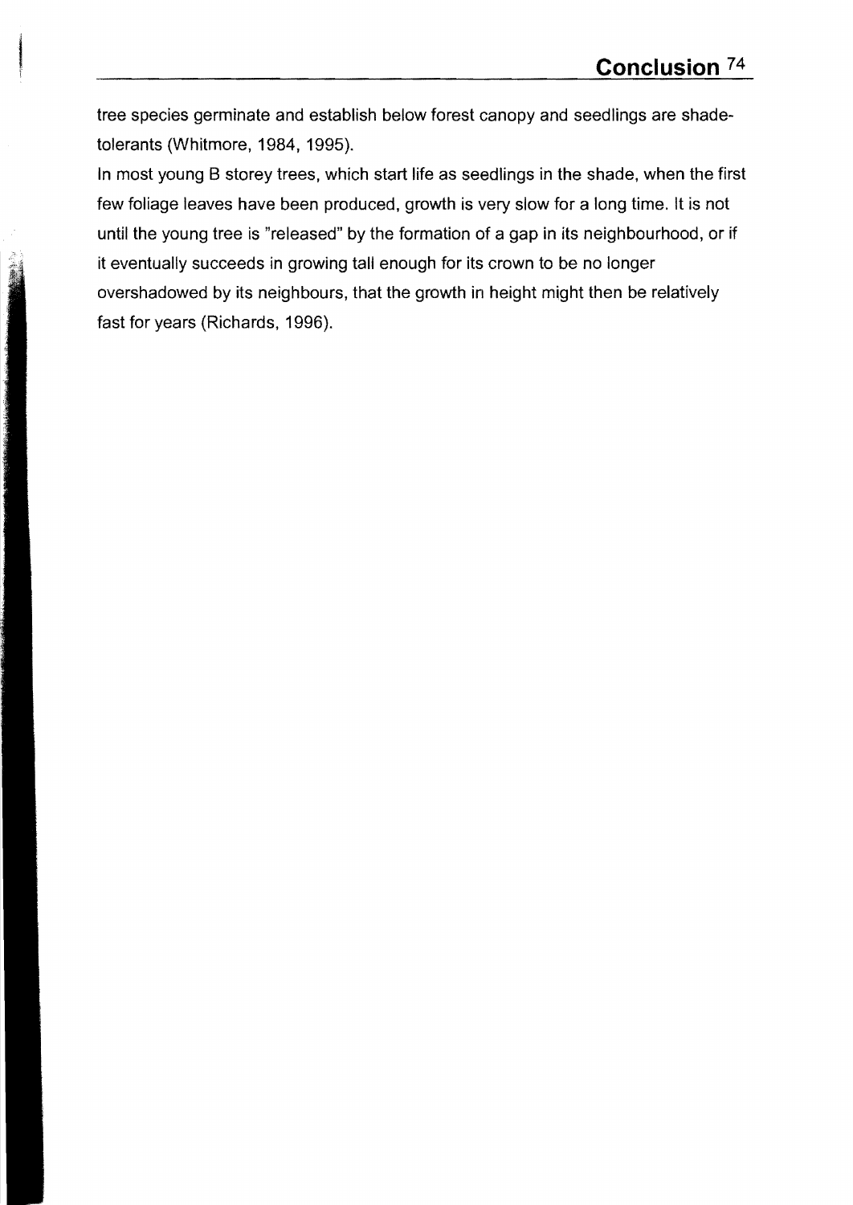tree species germinate and establish below forest canopy and seedlings are shade-tolerants (Whitmore, 1984, 1995).

In most young B storey trees, which start life as seedlings in the shade, when the first few foliage leaves have been produced, growth is very slow for a long time. It is not until the young tree is "released" by the formation of a gap in its neighbourhood, or if it eventually succeeds in growing tall enough for its crown to be no longer overshadowed by its neighbours, that the growth in height might then be relatively fast for years (Richards, 1996).